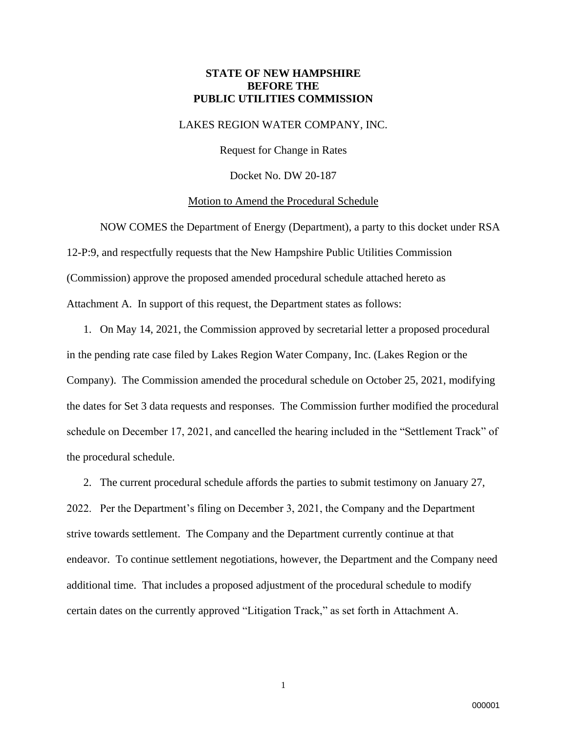**STATE OF NEW HAMPSHIRE**
**BEFORE THE**
**PUBLIC UTILITIES COMMISSION**

LAKES REGION WATER COMPANY, INC.

Request for Change in Rates

Docket No. DW 20-187

Motion to Amend the Procedural Schedule

NOW COMES the Department of Energy (Department), a party to this docket under RSA 12-P:9, and respectfully requests that the New Hampshire Public Utilities Commission (Commission) approve the proposed amended procedural schedule attached hereto as Attachment A. In support of this request, the Department states as follows:

1. On May 14, 2021, the Commission approved by secretarial letter a proposed procedural in the pending rate case filed by Lakes Region Water Company, Inc. (Lakes Region or the Company). The Commission amended the procedural schedule on October 25, 2021, modifying the dates for Set 3 data requests and responses. The Commission further modified the procedural schedule on December 17, 2021, and cancelled the hearing included in the "Settlement Track" of the procedural schedule.

2. The current procedural schedule affords the parties to submit testimony on January 27, 2022. Per the Department's filing on December 3, 2021, the Company and the Department strive towards settlement. The Company and the Department currently continue at that endeavor. To continue settlement negotiations, however, the Department and the Company need additional time. That includes a proposed adjustment of the procedural schedule to modify certain dates on the currently approved "Litigation Track," as set forth in Attachment A.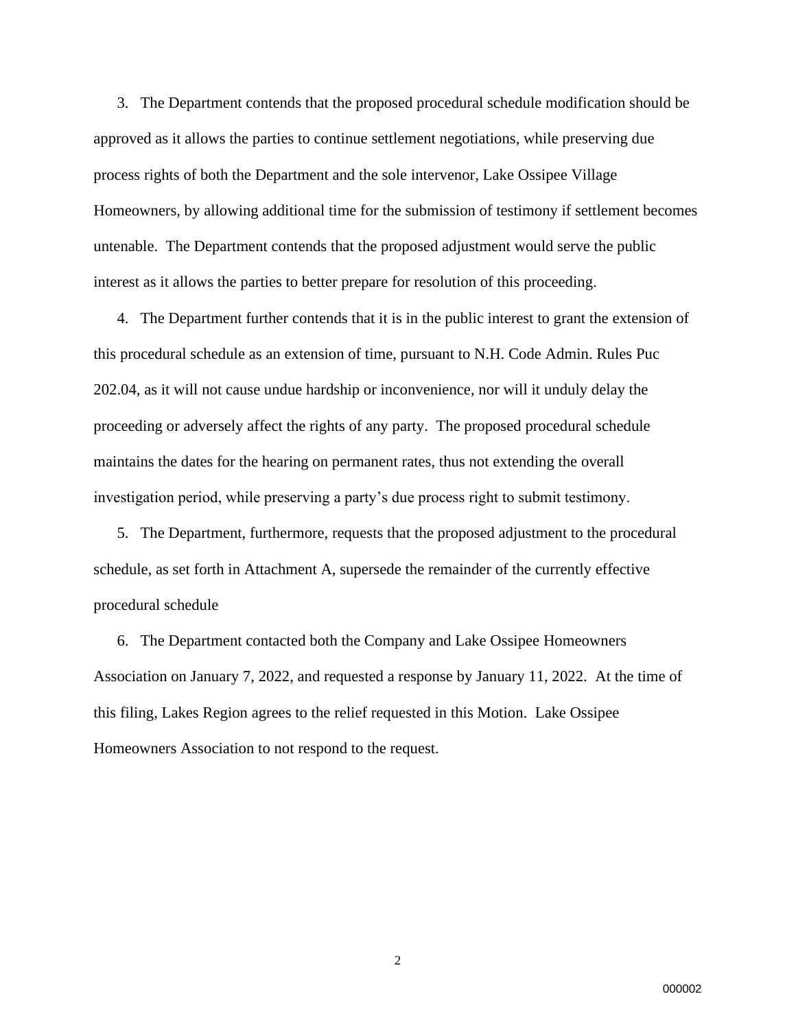3. The Department contends that the proposed procedural schedule modification should be approved as it allows the parties to continue settlement negotiations, while preserving due process rights of both the Department and the sole intervenor, Lake Ossipee Village Homeowners, by allowing additional time for the submission of testimony if settlement becomes untenable. The Department contends that the proposed adjustment would serve the public interest as it allows the parties to better prepare for resolution of this proceeding.

4. The Department further contends that it is in the public interest to grant the extension of this procedural schedule as an extension of time, pursuant to N.H. Code Admin. Rules Puc 202.04, as it will not cause undue hardship or inconvenience, nor will it unduly delay the proceeding or adversely affect the rights of any party. The proposed procedural schedule maintains the dates for the hearing on permanent rates, thus not extending the overall investigation period, while preserving a party's due process right to submit testimony.

5. The Department, furthermore, requests that the proposed adjustment to the procedural schedule, as set forth in Attachment A, supersede the remainder of the currently effective procedural schedule

6. The Department contacted both the Company and Lake Ossipee Homeowners Association on January 7, 2022, and requested a response by January 11, 2022. At the time of this filing, Lakes Region agrees to the relief requested in this Motion. Lake Ossipee Homeowners Association to not respond to the request.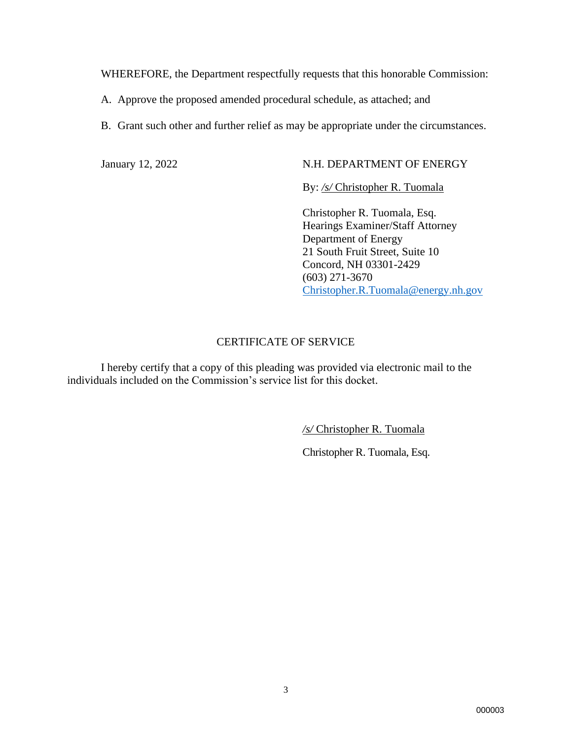WHEREFORE, the Department respectfully requests that this honorable Commission:

A. Approve the proposed amended procedural schedule, as attached; and

B. Grant such other and further relief as may be appropriate under the circumstances.

January 12, 2022

N.H. DEPARTMENT OF ENERGY

By: /s/ Christopher R. Tuomala

Christopher R. Tuomala, Esq.
Hearings Examiner/Staff Attorney
Department of Energy
21 South Fruit Street, Suite 10
Concord, NH 03301-2429
(603) 271-3670
Christopher.R.Tuomala@energy.nh.gov

CERTIFICATE OF SERVICE

I hereby certify that a copy of this pleading was provided via electronic mail to the individuals included on the Commission's service list for this docket.

/s/ Christopher R. Tuomala

Christopher R. Tuomala, Esq.